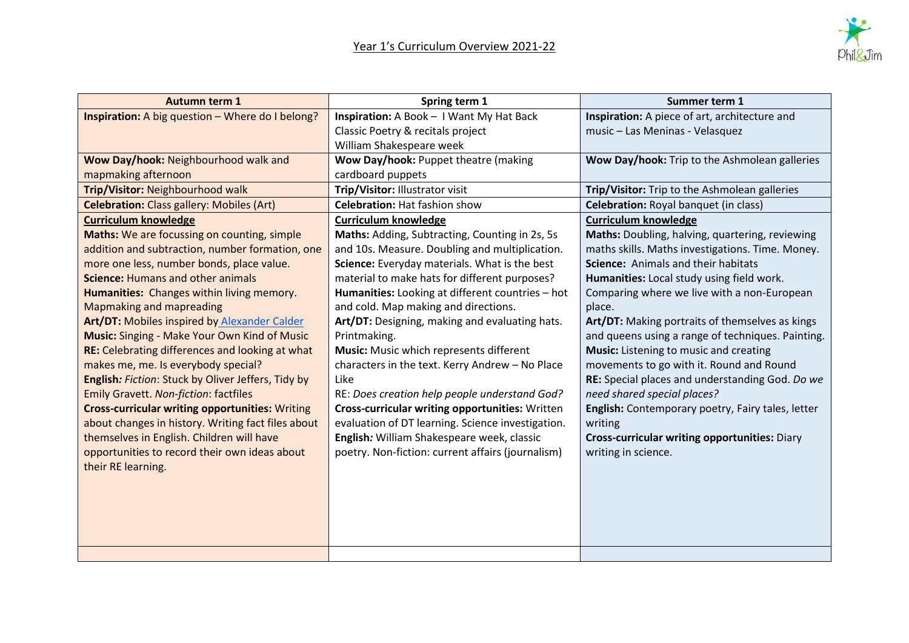# Year 1's Curriculum Overview 2021-22

| Autumn term 1 | Spring term 1 | Summer term 1 |
|---|---|---|
| **Inspiration:** A big question – Where do I belong? | **Inspiration:** A Book – I Want My Hat Back<br>Classic Poetry & recitals project<br>William Shakespeare week | **Inspiration:** A piece of art, architecture and music – Las Meninas - Velasquez |
| **Wow Day/hook:** Neighbourhood walk and mapmaking afternoon | **Wow Day/hook:** Puppet theatre (making cardboard puppets | **Wow Day/hook:** Trip to the Ashmolean galleries |
| **Trip/Visitor:** Neighbourhood walk | **Trip/Visitor:** Illustrator visit | **Trip/Visitor:** Trip to the Ashmolean galleries |
| **Celebration:** Class gallery: Mobiles (Art) | **Celebration:** Hat fashion show | **Celebration:** Royal banquet (in class) |
| **Curriculum knowledge**<br>**Maths:** We are focussing on counting, simple addition and subtraction, number formation, one more one less, number bonds, place value.<br>**Science:** Humans and other animals<br>**Humanities:** Changes within living memory. Mapmaking and mapreading<br>**Art/DT:** Mobiles inspired by Alexander Calder<br>**Music:** Singing - Make Your Own Kind of Music<br>**RE:** Celebrating differences and looking at what makes me, me. Is everybody special?<br>**English:** *Fiction*: Stuck by Oliver Jeffers, Tidy by Emily Gravett. *Non-fiction*: factfiles<br>**Cross-curricular writing opportunities:** Writing about changes in history. Writing fact files about themselves in English. Children will have opportunities to record their own ideas about their RE learning. | **Curriculum knowledge**<br>**Maths:** Adding, Subtracting, Counting in 2s, 5s and 10s. Measure. Doubling and multiplication.<br>**Science:** Everyday materials. What is the best material to make hats for different purposes?<br>**Humanities:** Looking at different countries – hot and cold. Map making and directions.<br>**Art/DT:** Designing, making and evaluating hats. Printmaking.<br>**Music:** Music which represents different characters in the text. Kerry Andrew – No Place Like<br>RE: *Does creation help people understand God?*<br>**Cross-curricular writing opportunities:** Written evaluation of DT learning. Science investigation.<br>**English:** William Shakespeare week, classic poetry. Non-fiction: current affairs (journalism) | **Curriculum knowledge**<br>**Maths:** Doubling, halving, quartering, reviewing maths skills. Maths investigations. Time. Money.<br>**Science:** Animals and their habitats<br>**Humanities:** Local study using field work. Comparing where we live with a non-European place.<br>**Art/DT:** Making portraits of themselves as kings and queens using a range of techniques. Painting.<br>**Music:** Listening to music and creating movements to go with it. Round and Round<br>**RE:** Special places and understanding God. *Do we need shared special places?*<br>**English:** Contemporary poetry, Fairy tales, letter writing<br>**Cross-curricular writing opportunities:** Diary writing in science. |
| | | |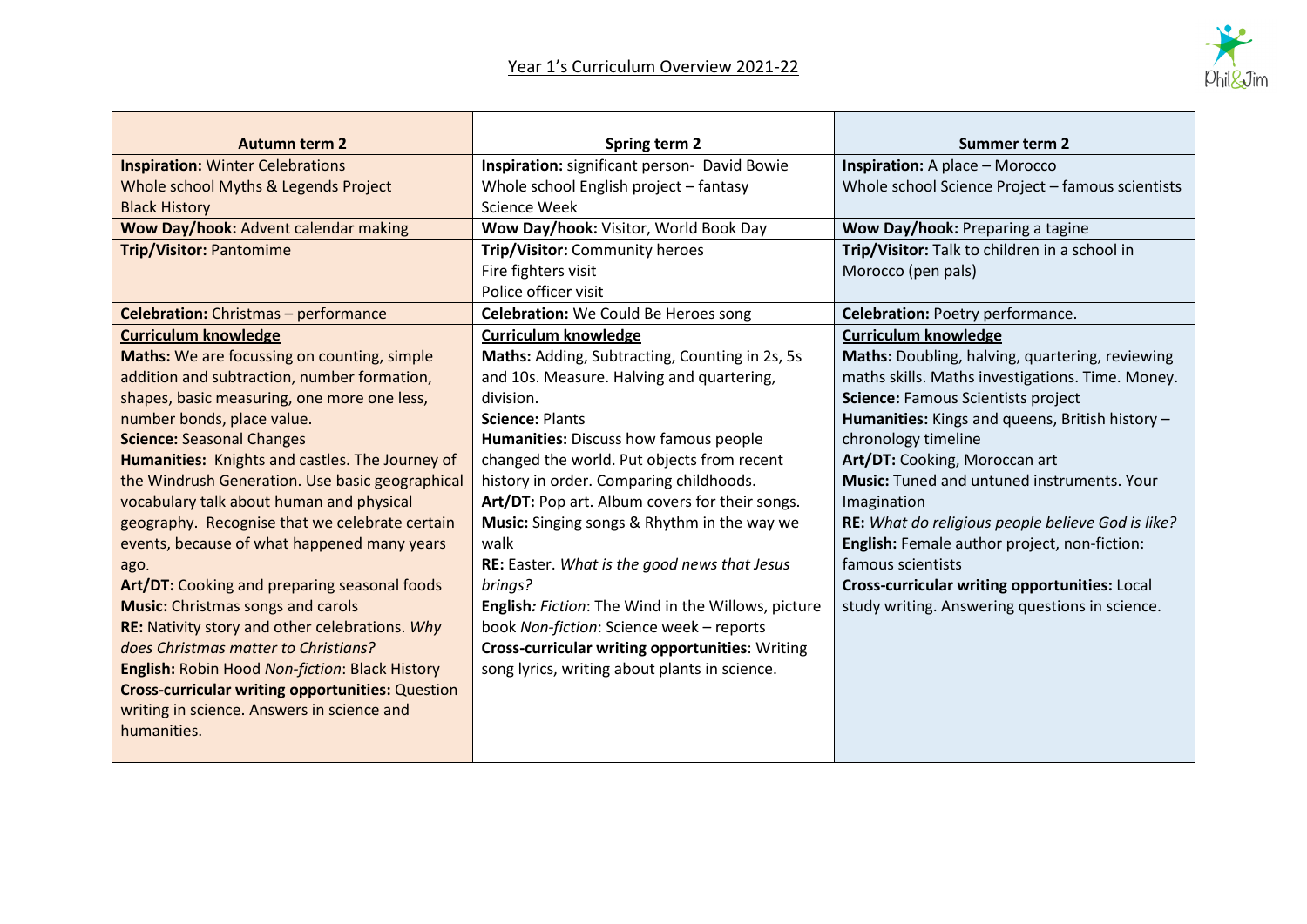# Year 1's Curriculum Overview 2021-22

| Autumn term 2 | Spring term 2 | Summer term 2 |
|---|---|---|
| **Inspiration:** Winter Celebrations<br>Whole school Myths & Legends Project<br>Black History | **Inspiration:** significant person- David Bowie<br>Whole school English project – fantasy<br>Science Week | **Inspiration:** A place – Morocco<br>Whole school Science Project – famous scientists |
| **Wow Day/hook:** Advent calendar making | **Wow Day/hook:** Visitor, World Book Day | **Wow Day/hook:** Preparing a tagine |
| **Trip/Visitor:** Pantomime | **Trip/Visitor:** Community heroes<br>Fire fighters visit<br>Police officer visit | **Trip/Visitor:** Talk to children in a school in Morocco (pen pals) |
| **Celebration:** Christmas – performance | **Celebration:** We Could Be Heroes song | **Celebration:** Poetry performance. |
| **Curriculum knowledge**<br>**Maths:** We are focussing on counting, simple addition and subtraction, number formation, shapes, basic measuring, one more one less, number bonds, place value.<br>**Science:** Seasonal Changes<br>**Humanities:** Knights and castles. The Journey of the Windrush Generation. Use basic geographical vocabulary talk about human and physical geography. Recognise that we celebrate certain events, because of what happened many years ago.<br>**Art/DT:** Cooking and preparing seasonal foods<br>**Music:** Christmas songs and carols<br>**RE:** Nativity story and other celebrations. *Why does Christmas matter to Christians?*<br>**English:** Robin Hood *Non-fiction*: Black History<br>**Cross-curricular writing opportunities:** Question writing in science. Answers in science and humanities. | **Curriculum knowledge**<br>**Maths:** Adding, Subtracting, Counting in 2s, 5s and 10s. Measure. Halving and quartering, division.<br>**Science:** Plants<br>**Humanities:** Discuss how famous people changed the world. Put objects from recent history in order. Comparing childhoods.<br>**Art/DT:** Pop art. Album covers for their songs.<br>**Music:** Singing songs & Rhythm in the way we walk<br>**RE:** Easter. *What is the good news that Jesus brings?*<br>**English***: Fiction*: The Wind in the Willows, picture book *Non-fiction*: Science week – reports<br>**Cross-curricular writing opportunities**: Writing song lyrics, writing about plants in science. | **Curriculum knowledge**<br>**Maths:** Doubling, halving, quartering, reviewing maths skills. Maths investigations. Time. Money.<br>**Science:** Famous Scientists project<br>**Humanities:** Kings and queens, British history – chronology timeline<br>**Art/DT:** Cooking, Moroccan art<br>**Music:** Tuned and untuned instruments. Your Imagination<br>**RE:** *What do religious people believe God is like?*<br>**English:** Female author project, non-fiction: famous scientists<br>**Cross-curricular writing opportunities:** Local study writing. Answering questions in science. |